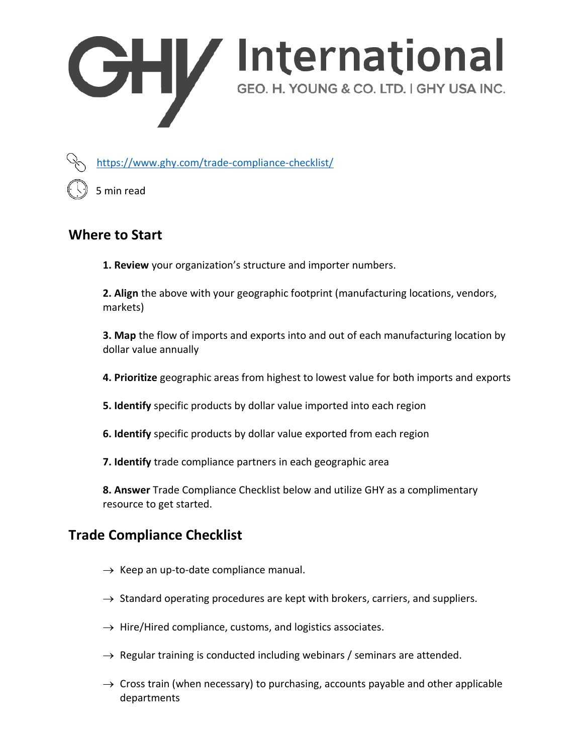GHY International

GEO. H. YOUNG & CO. LTD. | GHY USA INC.

https://www.ghy.com/trade-compliance-checklist/

5 min read

## Where to Start

**1. Review** your organization's structure and importer numbers.

**2. Align** the above with your geographic footprint (manufacturing locations, vendors, markets)

**3. Map** the flow of imports and exports into and out of each manufacturing location by dollar value annually

**4. Prioritize** geographic areas from highest to lowest value for both imports and exports

**5. Identify** specific products by dollar value imported into each region

**6. Identify** specific products by dollar value exported from each region

**7. Identify** trade compliance partners in each geographic area

**8. Answer** Trade Compliance Checklist below and utilize GHY as a complimentary resource to get started.

## Trade Compliance Checklist

- → Keep an up-to-date compliance manual.
- → Standard operating procedures are kept with brokers, carriers, and suppliers.
- → Hire/Hired compliance, customs, and logistics associates.
- → Regular training is conducted including webinars / seminars are attended.
- → Cross train (when necessary) to purchasing, accounts payable and other applicable departments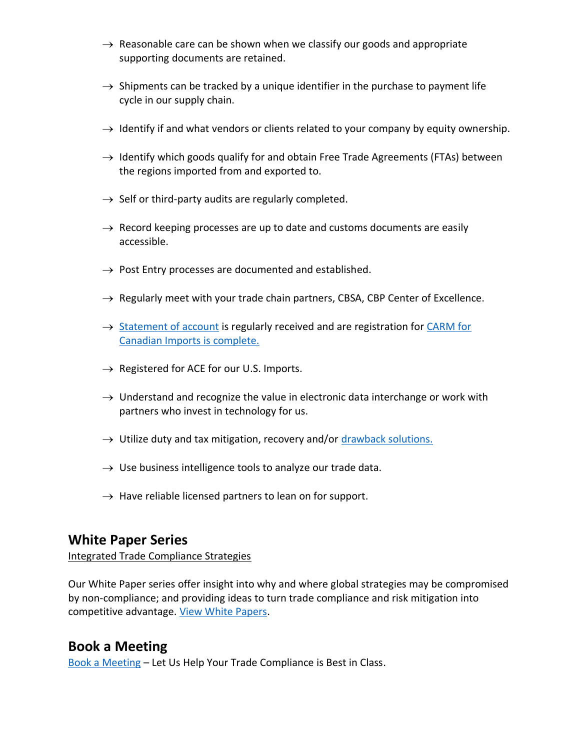- → Reasonable care can be shown when we classify our goods and appropriate supporting documents are retained.
- → Shipments can be tracked by a unique identifier in the purchase to payment life cycle in our supply chain.
- → Identify if and what vendors or clients related to your company by equity ownership.
- → Identify which goods qualify for and obtain Free Trade Agreements (FTAs) between the regions imported from and exported to.
- → Self or third-party audits are regularly completed.
- → Record keeping processes are up to date and customs documents are easily accessible.
- → Post Entry processes are documented and established.
- → Regularly meet with your trade chain partners, CBSA, CBP Center of Excellence.
- → Statement of account is regularly received and are registration for CARM for Canadian Imports is complete.
- → Registered for ACE for our U.S. Imports.
- → Understand and recognize the value in electronic data interchange or work with partners who invest in technology for us.
- → Utilize duty and tax mitigation, recovery and/or drawback solutions.
- → Use business intelligence tools to analyze our trade data.
- → Have reliable licensed partners to lean on for support.

## White Paper Series

Integrated Trade Compliance Strategies

Our White Paper series offer insight into why and where global strategies may be compromised by non-compliance; and providing ideas to turn trade compliance and risk mitigation into competitive advantage. View White Papers.

## Book a Meeting

Book a Meeting – Let Us Help Your Trade Compliance is Best in Class.